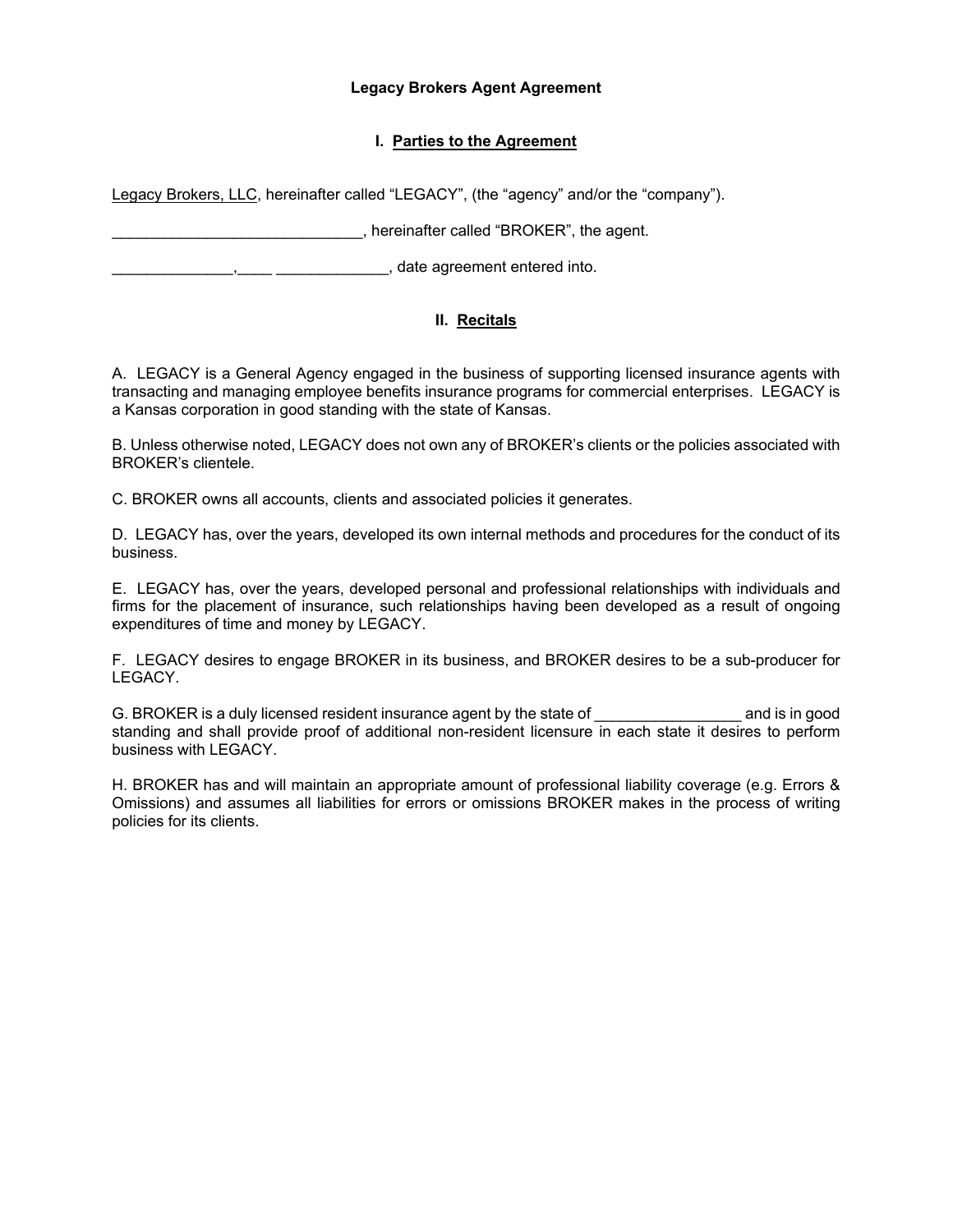# Legacy Brokers Agent Agreement

## I. Parties to the Agreement

Legacy Brokers, LLC, hereinafter called "LEGACY", (the "agency" and/or the "company").

_____________________________, hereinafter called "BROKER", the agent.

______________,____ _____________, date agreement entered into.

## II. Recitals

A. LEGACY is a General Agency engaged in the business of supporting licensed insurance agents with transacting and managing employee benefits insurance programs for commercial enterprises. LEGACY is a Kansas corporation in good standing with the state of Kansas.

B. Unless otherwise noted, LEGACY does not own any of BROKER's clients or the policies associated with BROKER's clientele.

C. BROKER owns all accounts, clients and associated policies it generates.

D. LEGACY has, over the years, developed its own internal methods and procedures for the conduct of its business.

E. LEGACY has, over the years, developed personal and professional relationships with individuals and firms for the placement of insurance, such relationships having been developed as a result of ongoing expenditures of time and money by LEGACY.

F. LEGACY desires to engage BROKER in its business, and BROKER desires to be a sub-producer for LEGACY.

G. BROKER is a duly licensed resident insurance agent by the state of _________________ and is in good standing and shall provide proof of additional non-resident licensure in each state it desires to perform business with LEGACY.

H. BROKER has and will maintain an appropriate amount of professional liability coverage (e.g. Errors & Omissions) and assumes all liabilities for errors or omissions BROKER makes in the process of writing policies for its clients.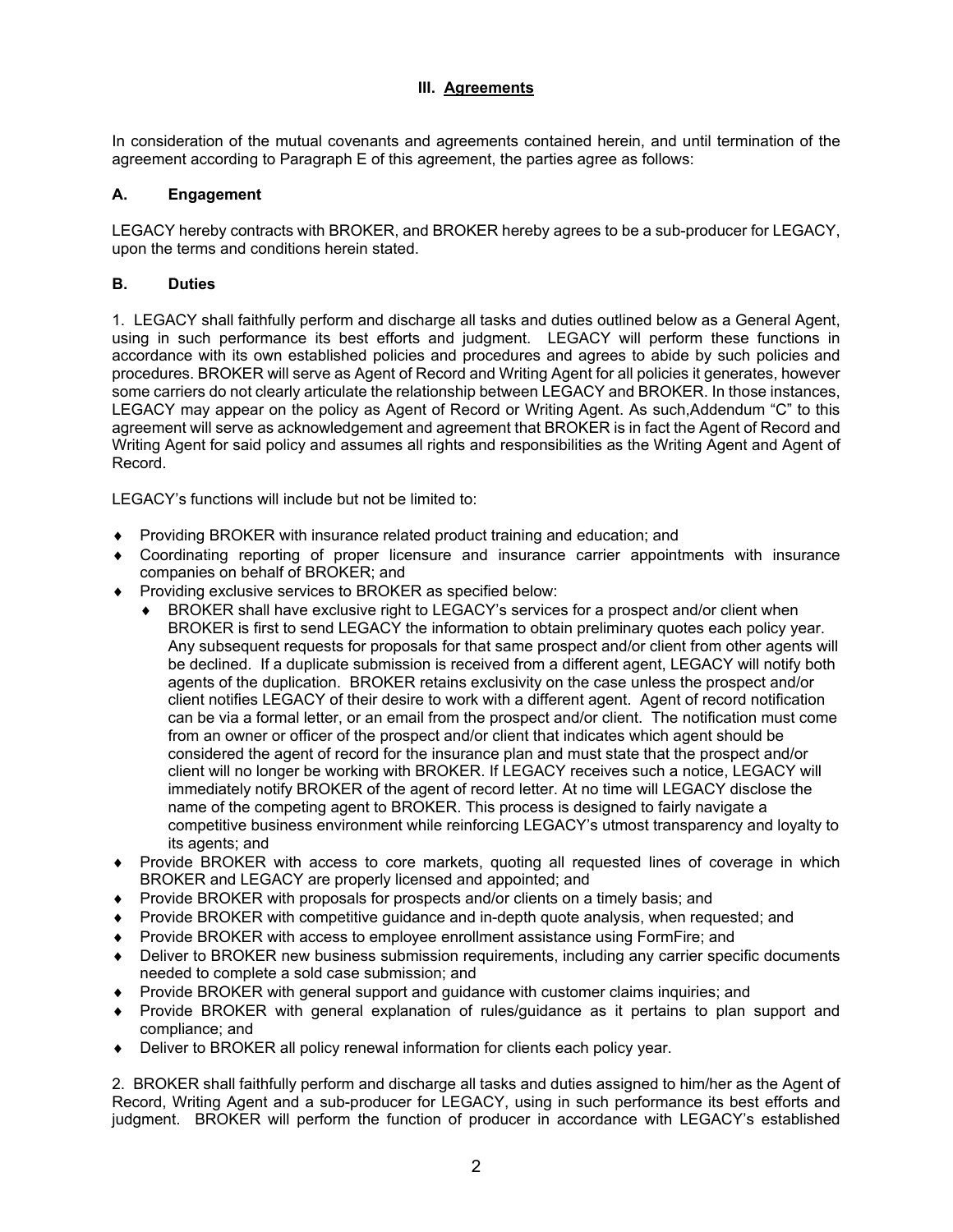## III. Agreements

In consideration of the mutual covenants and agreements contained herein, and until termination of the agreement according to Paragraph E of this agreement, the parties agree as follows:

### A. Engagement

LEGACY hereby contracts with BROKER, and BROKER hereby agrees to be a sub-producer for LEGACY, upon the terms and conditions herein stated.

### B. Duties

1. LEGACY shall faithfully perform and discharge all tasks and duties outlined below as a General Agent, using in such performance its best efforts and judgment. LEGACY will perform these functions in accordance with its own established policies and procedures and agrees to abide by such policies and procedures. BROKER will serve as Agent of Record and Writing Agent for all policies it generates, however some carriers do not clearly articulate the relationship between LEGACY and BROKER. In those instances, LEGACY may appear on the policy as Agent of Record or Writing Agent. As such,Addendum "C" to this agreement will serve as acknowledgement and agreement that BROKER is in fact the Agent of Record and Writing Agent for said policy and assumes all rights and responsibilities as the Writing Agent and Agent of Record.

LEGACY's functions will include but not be limited to:

- Providing BROKER with insurance related product training and education; and
- Coordinating reporting of proper licensure and insurance carrier appointments with insurance companies on behalf of BROKER; and
- Providing exclusive services to BROKER as specified below:
  - BROKER shall have exclusive right to LEGACY's services for a prospect and/or client when BROKER is first to send LEGACY the information to obtain preliminary quotes each policy year. Any subsequent requests for proposals for that same prospect and/or client from other agents will be declined. If a duplicate submission is received from a different agent, LEGACY will notify both agents of the duplication. BROKER retains exclusivity on the case unless the prospect and/or client notifies LEGACY of their desire to work with a different agent. Agent of record notification can be via a formal letter, or an email from the prospect and/or client. The notification must come from an owner or officer of the prospect and/or client that indicates which agent should be considered the agent of record for the insurance plan and must state that the prospect and/or client will no longer be working with BROKER. If LEGACY receives such a notice, LEGACY will immediately notify BROKER of the agent of record letter. At no time will LEGACY disclose the name of the competing agent to BROKER. This process is designed to fairly navigate a competitive business environment while reinforcing LEGACY's utmost transparency and loyalty to its agents; and
- Provide BROKER with access to core markets, quoting all requested lines of coverage in which BROKER and LEGACY are properly licensed and appointed; and
- Provide BROKER with proposals for prospects and/or clients on a timely basis; and
- Provide BROKER with competitive guidance and in-depth quote analysis, when requested; and
- Provide BROKER with access to employee enrollment assistance using FormFire; and
- Deliver to BROKER new business submission requirements, including any carrier specific documents needed to complete a sold case submission; and
- Provide BROKER with general support and guidance with customer claims inquiries; and
- Provide BROKER with general explanation of rules/guidance as it pertains to plan support and compliance; and
- Deliver to BROKER all policy renewal information for clients each policy year.

2. BROKER shall faithfully perform and discharge all tasks and duties assigned to him/her as the Agent of Record, Writing Agent and a sub-producer for LEGACY, using in such performance its best efforts and judgment. BROKER will perform the function of producer in accordance with LEGACY's established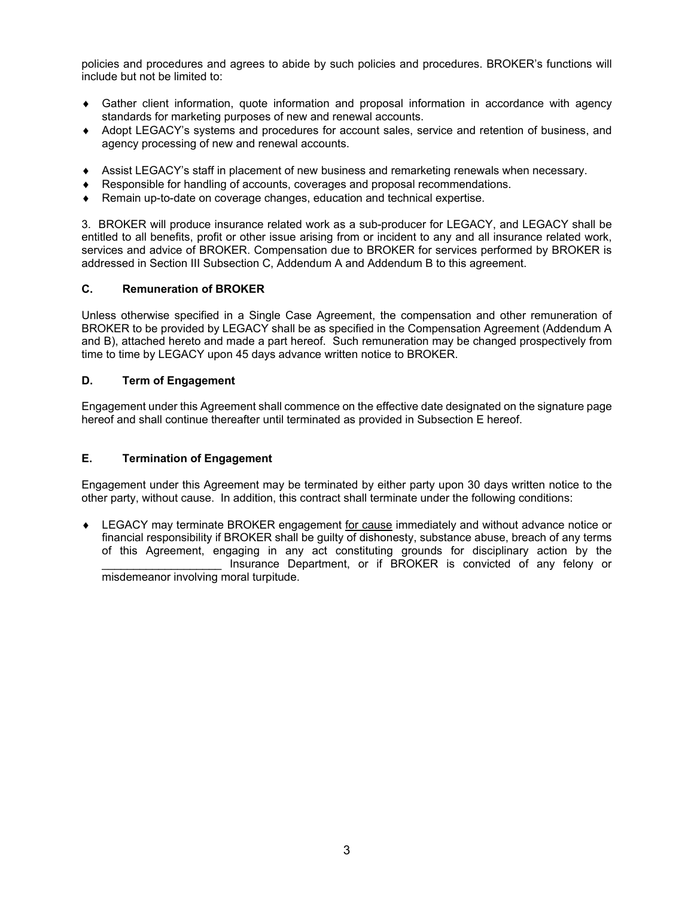policies and procedures and agrees to abide by such policies and procedures. BROKER's functions will include but not be limited to:

- Gather client information, quote information and proposal information in accordance with agency standards for marketing purposes of new and renewal accounts.
- Adopt LEGACY's systems and procedures for account sales, service and retention of business, and agency processing of new and renewal accounts.
- Assist LEGACY's staff in placement of new business and remarketing renewals when necessary.
- Responsible for handling of accounts, coverages and proposal recommendations.
- Remain up-to-date on coverage changes, education and technical expertise.

3. BROKER will produce insurance related work as a sub-producer for LEGACY, and LEGACY shall be entitled to all benefits, profit or other issue arising from or incident to any and all insurance related work, services and advice of BROKER. Compensation due to BROKER for services performed by BROKER is addressed in Section III Subsection C, Addendum A and Addendum B to this agreement.

### C. Remuneration of BROKER

Unless otherwise specified in a Single Case Agreement, the compensation and other remuneration of BROKER to be provided by LEGACY shall be as specified in the Compensation Agreement (Addendum A and B), attached hereto and made a part hereof. Such remuneration may be changed prospectively from time to time by LEGACY upon 45 days advance written notice to BROKER.

### D. Term of Engagement

Engagement under this Agreement shall commence on the effective date designated on the signature page hereof and shall continue thereafter until terminated as provided in Subsection E hereof.

### E. Termination of Engagement

Engagement under this Agreement may be terminated by either party upon 30 days written notice to the other party, without cause. In addition, this contract shall terminate under the following conditions:

- LEGACY may terminate BROKER engagement <u>for cause</u> immediately and without advance notice or financial responsibility if BROKER shall be guilty of dishonesty, substance abuse, breach of any terms of this Agreement, engaging in any act constituting grounds for disciplinary action by the ___________________ Insurance Department, or if BROKER is convicted of any felony or misdemeanor involving moral turpitude.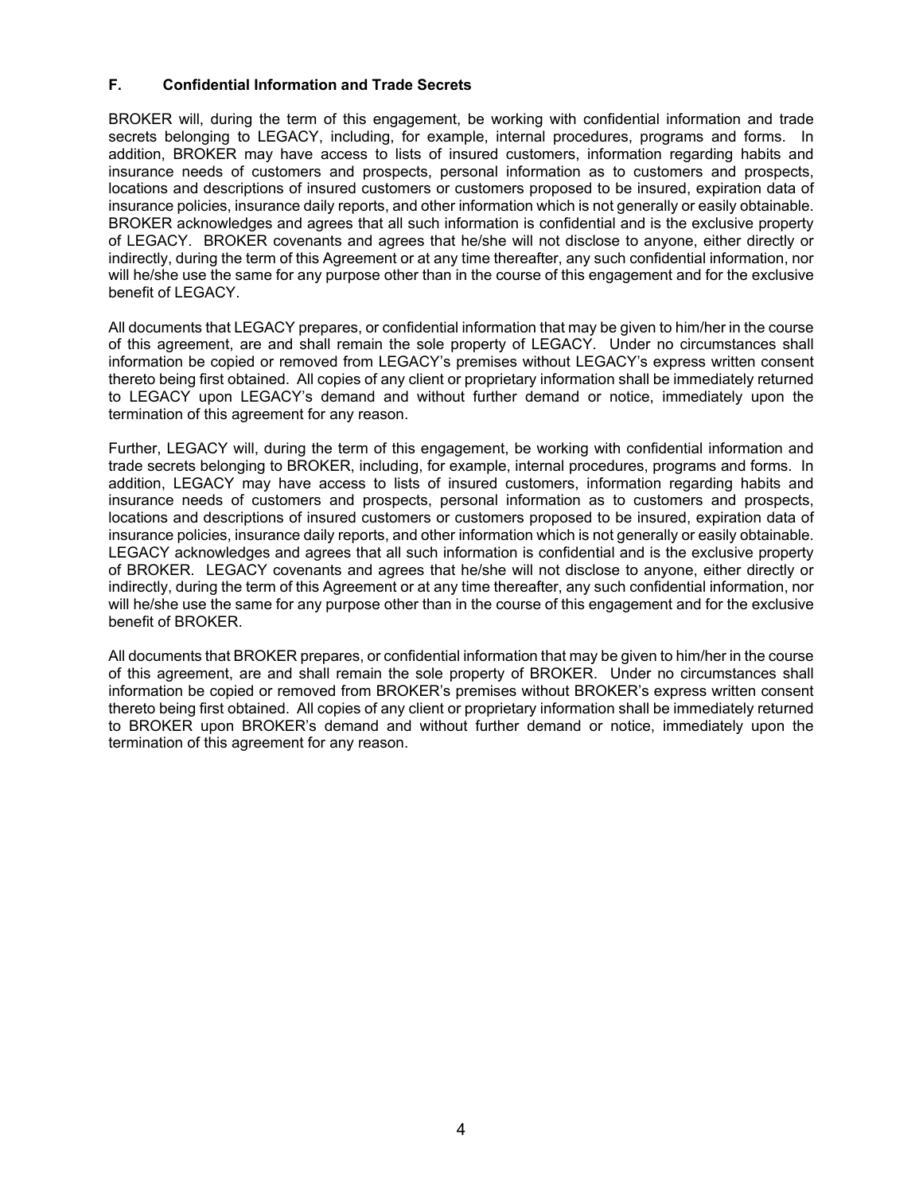### F. Confidential Information and Trade Secrets

BROKER will, during the term of this engagement, be working with confidential information and trade secrets belonging to LEGACY, including, for example, internal procedures, programs and forms. In addition, BROKER may have access to lists of insured customers, information regarding habits and insurance needs of customers and prospects, personal information as to customers and prospects, locations and descriptions of insured customers or customers proposed to be insured, expiration data of insurance policies, insurance daily reports, and other information which is not generally or easily obtainable. BROKER acknowledges and agrees that all such information is confidential and is the exclusive property of LEGACY. BROKER covenants and agrees that he/she will not disclose to anyone, either directly or indirectly, during the term of this Agreement or at any time thereafter, any such confidential information, nor will he/she use the same for any purpose other than in the course of this engagement and for the exclusive benefit of LEGACY.

All documents that LEGACY prepares, or confidential information that may be given to him/her in the course of this agreement, are and shall remain the sole property of LEGACY. Under no circumstances shall information be copied or removed from LEGACY's premises without LEGACY's express written consent thereto being first obtained. All copies of any client or proprietary information shall be immediately returned to LEGACY upon LEGACY's demand and without further demand or notice, immediately upon the termination of this agreement for any reason.

Further, LEGACY will, during the term of this engagement, be working with confidential information and trade secrets belonging to BROKER, including, for example, internal procedures, programs and forms. In addition, LEGACY may have access to lists of insured customers, information regarding habits and insurance needs of customers and prospects, personal information as to customers and prospects, locations and descriptions of insured customers or customers proposed to be insured, expiration data of insurance policies, insurance daily reports, and other information which is not generally or easily obtainable. LEGACY acknowledges and agrees that all such information is confidential and is the exclusive property of BROKER. LEGACY covenants and agrees that he/she will not disclose to anyone, either directly or indirectly, during the term of this Agreement or at any time thereafter, any such confidential information, nor will he/she use the same for any purpose other than in the course of this engagement and for the exclusive benefit of BROKER.

All documents that BROKER prepares, or confidential information that may be given to him/her in the course of this agreement, are and shall remain the sole property of BROKER. Under no circumstances shall information be copied or removed from BROKER's premises without BROKER's express written consent thereto being first obtained. All copies of any client or proprietary information shall be immediately returned to BROKER upon BROKER's demand and without further demand or notice, immediately upon the termination of this agreement for any reason.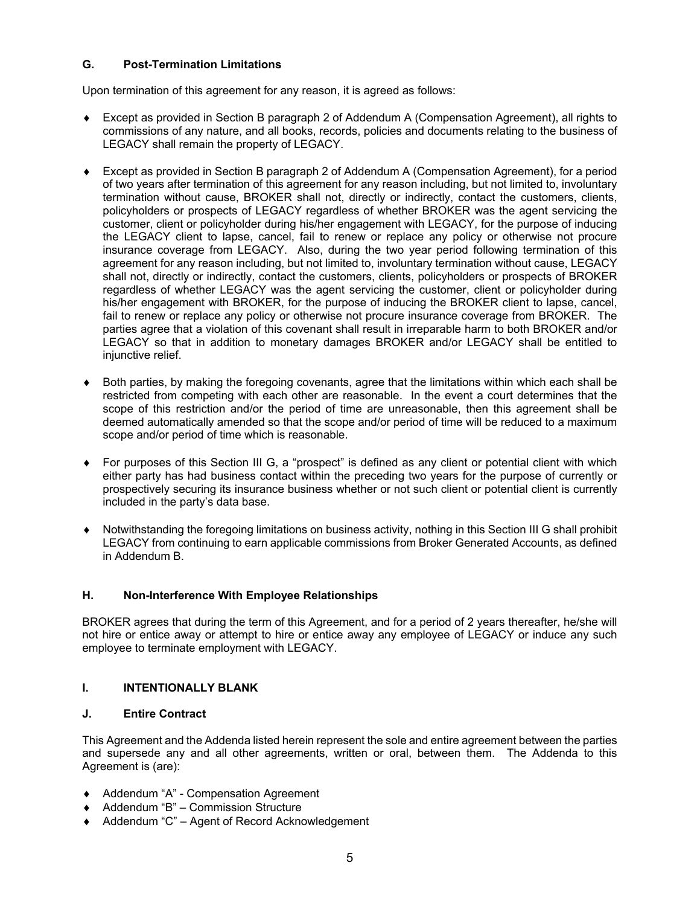### G. Post-Termination Limitations

Upon termination of this agreement for any reason, it is agreed as follows:

- Except as provided in Section B paragraph 2 of Addendum A (Compensation Agreement), all rights to commissions of any nature, and all books, records, policies and documents relating to the business of LEGACY shall remain the property of LEGACY.
- Except as provided in Section B paragraph 2 of Addendum A (Compensation Agreement), for a period of two years after termination of this agreement for any reason including, but not limited to, involuntary termination without cause, BROKER shall not, directly or indirectly, contact the customers, clients, policyholders or prospects of LEGACY regardless of whether BROKER was the agent servicing the customer, client or policyholder during his/her engagement with LEGACY, for the purpose of inducing the LEGACY client to lapse, cancel, fail to renew or replace any policy or otherwise not procure insurance coverage from LEGACY. Also, during the two year period following termination of this agreement for any reason including, but not limited to, involuntary termination without cause, LEGACY shall not, directly or indirectly, contact the customers, clients, policyholders or prospects of BROKER regardless of whether LEGACY was the agent servicing the customer, client or policyholder during his/her engagement with BROKER, for the purpose of inducing the BROKER client to lapse, cancel, fail to renew or replace any policy or otherwise not procure insurance coverage from BROKER. The parties agree that a violation of this covenant shall result in irreparable harm to both BROKER and/or LEGACY so that in addition to monetary damages BROKER and/or LEGACY shall be entitled to injunctive relief.
- Both parties, by making the foregoing covenants, agree that the limitations within which each shall be restricted from competing with each other are reasonable. In the event a court determines that the scope of this restriction and/or the period of time are unreasonable, then this agreement shall be deemed automatically amended so that the scope and/or period of time will be reduced to a maximum scope and/or period of time which is reasonable.
- For purposes of this Section III G, a "prospect" is defined as any client or potential client with which either party has had business contact within the preceding two years for the purpose of currently or prospectively securing its insurance business whether or not such client or potential client is currently included in the party's data base.
- Notwithstanding the foregoing limitations on business activity, nothing in this Section III G shall prohibit LEGACY from continuing to earn applicable commissions from Broker Generated Accounts, as defined in Addendum B.

### H. Non-Interference With Employee Relationships

BROKER agrees that during the term of this Agreement, and for a period of 2 years thereafter, he/she will not hire or entice away or attempt to hire or entice away any employee of LEGACY or induce any such employee to terminate employment with LEGACY.

### I. INTENTIONALLY BLANK

### J. Entire Contract

This Agreement and the Addenda listed herein represent the sole and entire agreement between the parties and supersede any and all other agreements, written or oral, between them. The Addenda to this Agreement is (are):

- Addendum "A" - Compensation Agreement
- Addendum "B" – Commission Structure
- Addendum "C" – Agent of Record Acknowledgement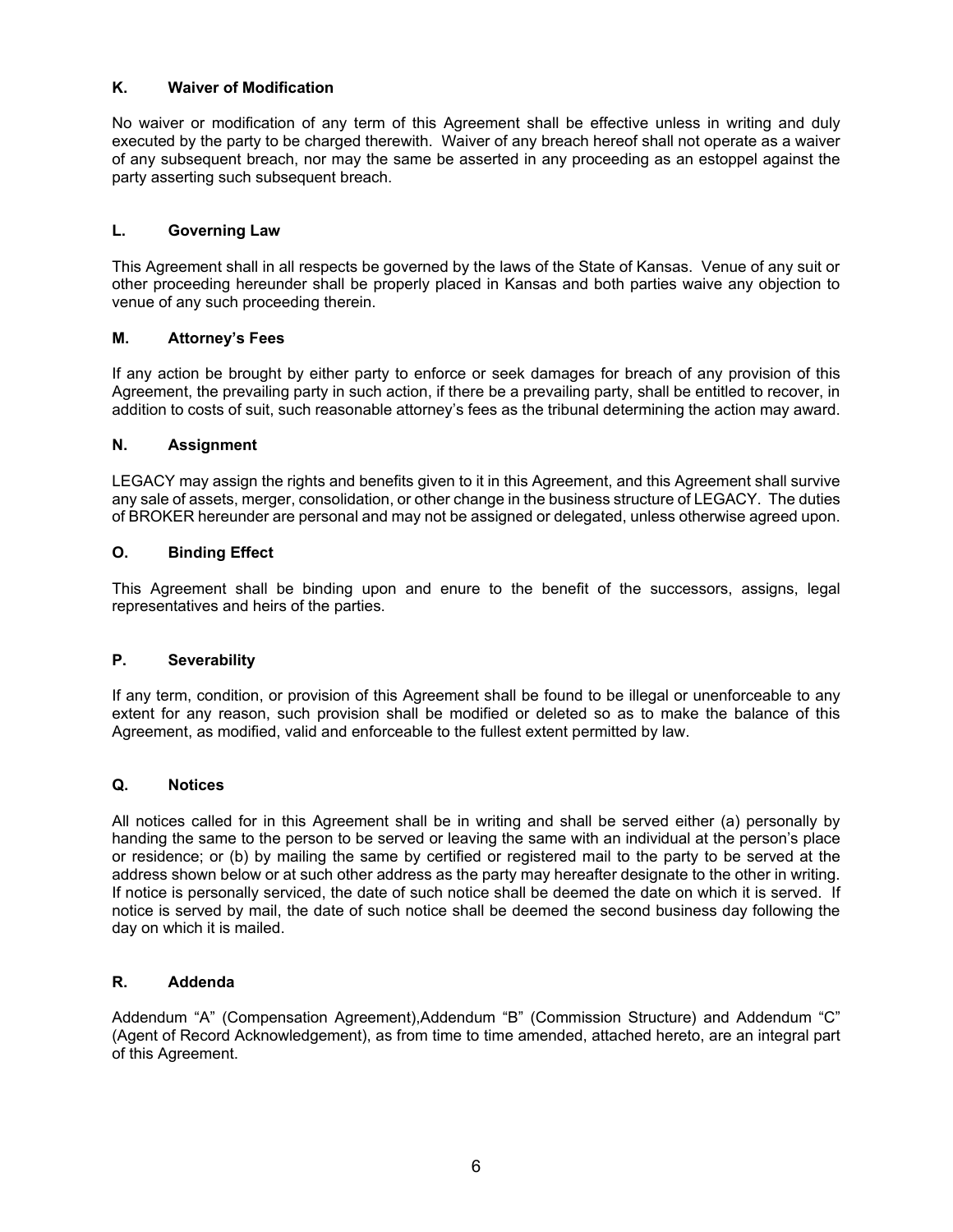### K. Waiver of Modification

No waiver or modification of any term of this Agreement shall be effective unless in writing and duly executed by the party to be charged therewith. Waiver of any breach hereof shall not operate as a waiver of any subsequent breach, nor may the same be asserted in any proceeding as an estoppel against the party asserting such subsequent breach.

### L. Governing Law

This Agreement shall in all respects be governed by the laws of the State of Kansas. Venue of any suit or other proceeding hereunder shall be properly placed in Kansas and both parties waive any objection to venue of any such proceeding therein.

### M. Attorney's Fees

If any action be brought by either party to enforce or seek damages for breach of any provision of this Agreement, the prevailing party in such action, if there be a prevailing party, shall be entitled to recover, in addition to costs of suit, such reasonable attorney's fees as the tribunal determining the action may award.

### N. Assignment

LEGACY may assign the rights and benefits given to it in this Agreement, and this Agreement shall survive any sale of assets, merger, consolidation, or other change in the business structure of LEGACY. The duties of BROKER hereunder are personal and may not be assigned or delegated, unless otherwise agreed upon.

### O. Binding Effect

This Agreement shall be binding upon and enure to the benefit of the successors, assigns, legal representatives and heirs of the parties.

### P. Severability

If any term, condition, or provision of this Agreement shall be found to be illegal or unenforceable to any extent for any reason, such provision shall be modified or deleted so as to make the balance of this Agreement, as modified, valid and enforceable to the fullest extent permitted by law.

### Q. Notices

All notices called for in this Agreement shall be in writing and shall be served either (a) personally by handing the same to the person to be served or leaving the same with an individual at the person's place or residence; or (b) by mailing the same by certified or registered mail to the party to be served at the address shown below or at such other address as the party may hereafter designate to the other in writing. If notice is personally serviced, the date of such notice shall be deemed the date on which it is served. If notice is served by mail, the date of such notice shall be deemed the second business day following the day on which it is mailed.

### R. Addenda

Addendum "A" (Compensation Agreement),Addendum "B" (Commission Structure) and Addendum "C" (Agent of Record Acknowledgement), as from time to time amended, attached hereto, are an integral part of this Agreement.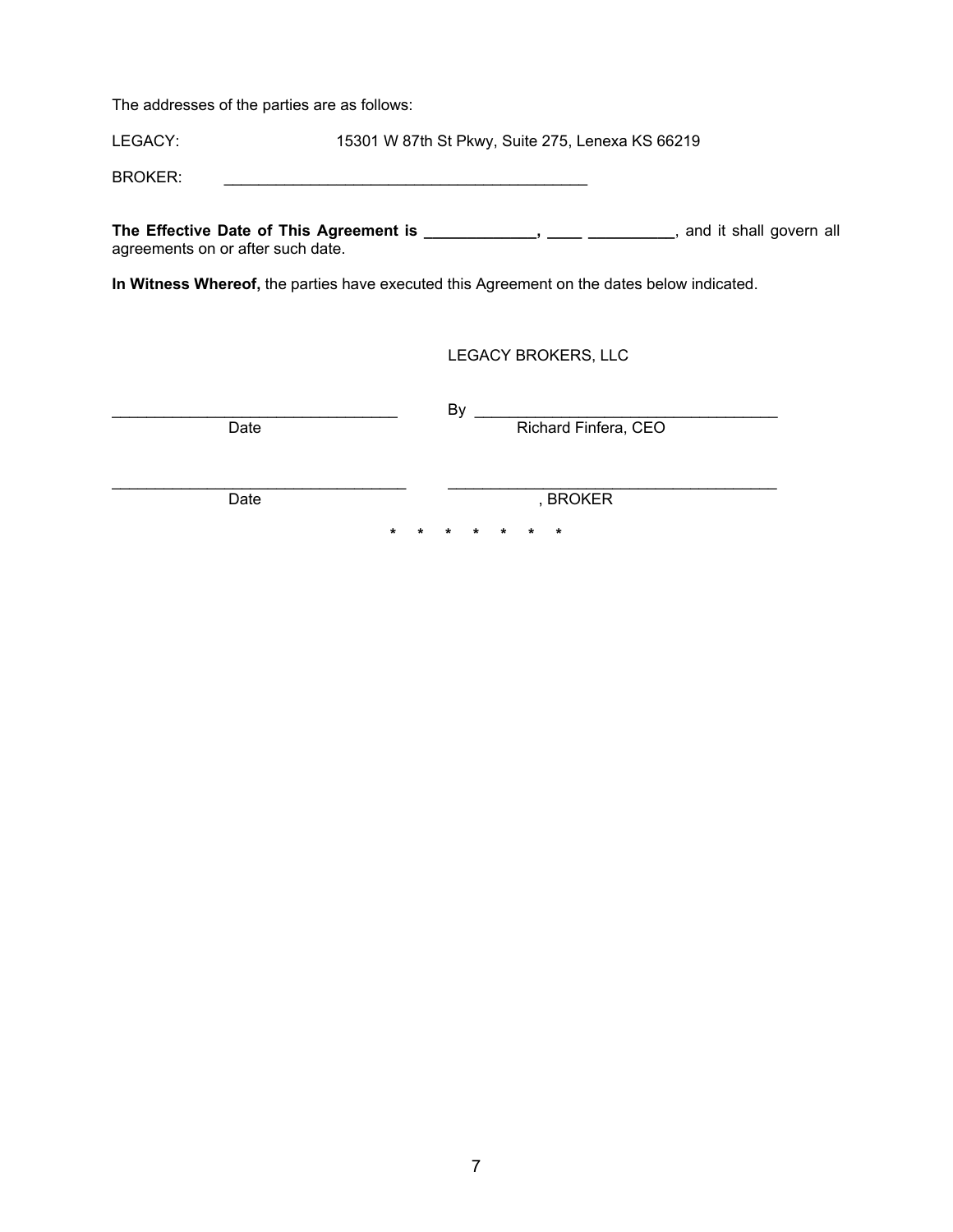The addresses of the parties are as follows:

LEGACY: 15301 W 87th St Pkwy, Suite 275, Lenexa KS 66219

BROKER: ___________________________________________

**The Effective Date of This Agreement is _____________, ____ __________**, and it shall govern all agreements on or after such date.

**In Witness Whereof,** the parties have executed this Agreement on the dates below indicated.

LEGACY BROKERS, LLC

_________________________________ By ___________________________________

Date Richard Finfera, CEO

_________________________________ ______________________________________

Date , BROKER

\* \* \* \* \* \* \*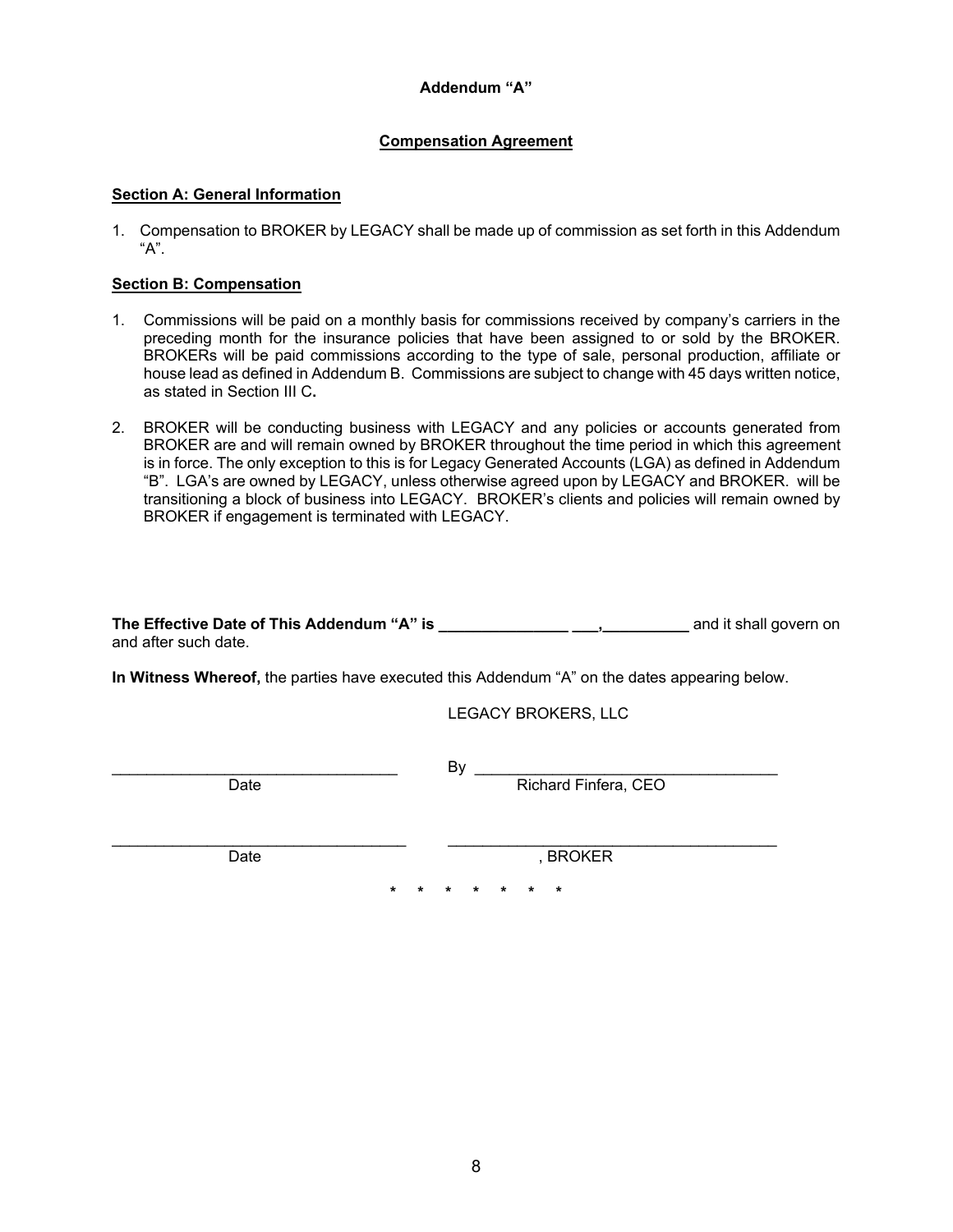**Addendum "A"**

**<u>Compensation Agreement</u>**

**<u>Section A: General Information</u>**

1. Compensation to BROKER by LEGACY shall be made up of commission as set forth in this Addendum "A".

**<u>Section B: Compensation</u>**

1. Commissions will be paid on a monthly basis for commissions received by company's carriers in the preceding month for the insurance policies that have been assigned to or sold by the BROKER. BROKERs will be paid commissions according to the type of sale, personal production, affiliate or house lead as defined in Addendum B. Commissions are subject to change with 45 days written notice, as stated in Section III C**.**

2. BROKER will be conducting business with LEGACY and any policies or accounts generated from BROKER are and will remain owned by BROKER throughout the time period in which this agreement is in force. The only exception to this is for Legacy Generated Accounts (LGA) as defined in Addendum "B". LGA's are owned by LEGACY, unless otherwise agreed upon by LEGACY and BROKER. will be transitioning a block of business into LEGACY. BROKER's clients and policies will remain owned by BROKER if engagement is terminated with LEGACY.

**The Effective Date of This Addendum "A" is _______________ ___,__________** and it shall govern on and after such date.

**In Witness Whereof,** the parties have executed this Addendum "A" on the dates appearing below.

LEGACY BROKERS, LLC

_________________________________ By ___________________________________
Date Richard Finfera, CEO

_________________________________ _____________________________________
Date , BROKER

\* \* \* \* \* \* \*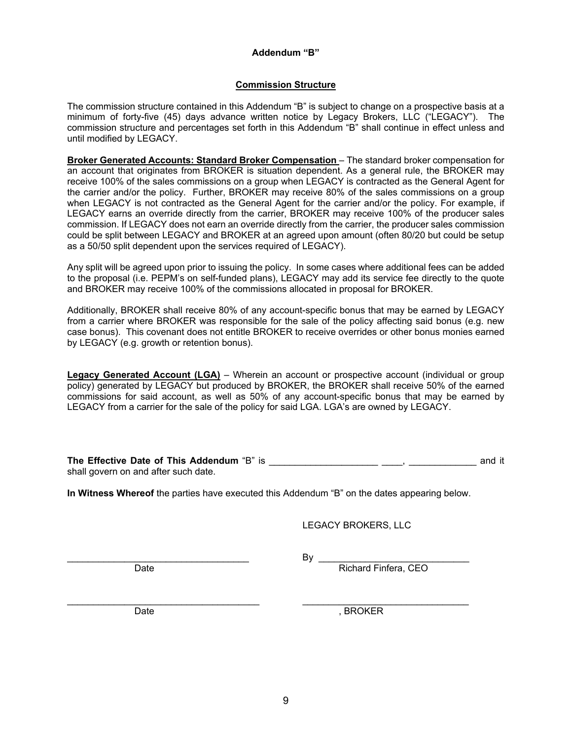**Addendum "B"**

**Commission Structure**

The commission structure contained in this Addendum "B" is subject to change on a prospective basis at a minimum of forty-five (45) days advance written notice by Legacy Brokers, LLC ("LEGACY"). The commission structure and percentages set forth in this Addendum "B" shall continue in effect unless and until modified by LEGACY.

**Broker Generated Accounts: Standard Broker Compensation** – The standard broker compensation for an account that originates from BROKER is situation dependent. As a general rule, the BROKER may receive 100% of the sales commissions on a group when LEGACY is contracted as the General Agent for the carrier and/or the policy. Further, BROKER may receive 80% of the sales commissions on a group when LEGACY is not contracted as the General Agent for the carrier and/or the policy. For example, if LEGACY earns an override directly from the carrier, BROKER may receive 100% of the producer sales commission. If LEGACY does not earn an override directly from the carrier, the producer sales commission could be split between LEGACY and BROKER at an agreed upon amount (often 80/20 but could be setup as a 50/50 split dependent upon the services required of LEGACY).

Any split will be agreed upon prior to issuing the policy. In some cases where additional fees can be added to the proposal (i.e. PEPM's on self-funded plans), LEGACY may add its service fee directly to the quote and BROKER may receive 100% of the commissions allocated in proposal for BROKER.

Additionally, BROKER shall receive 80% of any account-specific bonus that may be earned by LEGACY from a carrier where BROKER was responsible for the sale of the policy affecting said bonus (e.g. new case bonus). This covenant does not entitle BROKER to receive overrides or other bonus monies earned by LEGACY (e.g. growth or retention bonus).

**Legacy Generated Account (LGA)** – Wherein an account or prospective account (individual or group policy) generated by LEGACY but produced by BROKER, the BROKER shall receive 50% of the earned commissions for said account, as well as 50% of any account-specific bonus that may be earned by LEGACY from a carrier for the sale of the policy for said LGA. LGA's are owned by LEGACY.

**The Effective Date of This Addendum** "B" is _____________________ ____, _____________ and it shall govern on and after such date.

**In Witness Whereof** the parties have executed this Addendum "B" on the dates appearing below.

LEGACY BROKERS, LLC

___________________________________ By _____________________________

Date Richard Finfera, CEO

_____________________________________ _______________________________

Date , BROKER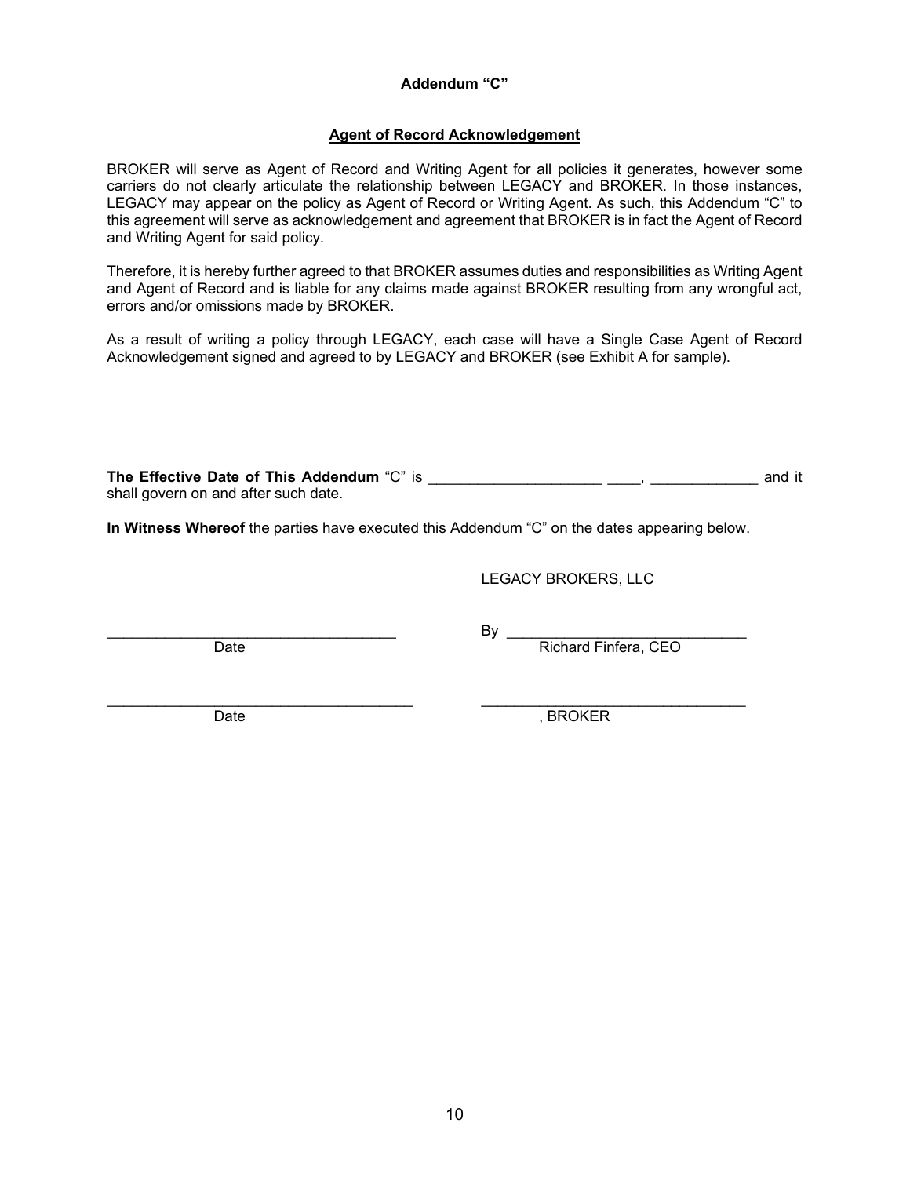**Addendum "C"**

**<u>Agent of Record Acknowledgement</u>**

BROKER will serve as Agent of Record and Writing Agent for all policies it generates, however some carriers do not clearly articulate the relationship between LEGACY and BROKER. In those instances, LEGACY may appear on the policy as Agent of Record or Writing Agent. As such, this Addendum "C" to this agreement will serve as acknowledgement and agreement that BROKER is in fact the Agent of Record and Writing Agent for said policy.

Therefore, it is hereby further agreed to that BROKER assumes duties and responsibilities as Writing Agent and Agent of Record and is liable for any claims made against BROKER resulting from any wrongful act, errors and/or omissions made by BROKER.

As a result of writing a policy through LEGACY, each case will have a Single Case Agent of Record Acknowledgement signed and agreed to by LEGACY and BROKER (see Exhibit A for sample).

**The Effective Date of This Addendum** "C" is _____________________ ____, _____________ and it shall govern on and after such date.

**In Witness Whereof** the parties have executed this Addendum "C" on the dates appearing below.

LEGACY BROKERS, LLC

___________________________________ By _____________________________
Date Richard Finfera, CEO

_____________________________________ ________________________________
Date , BROKER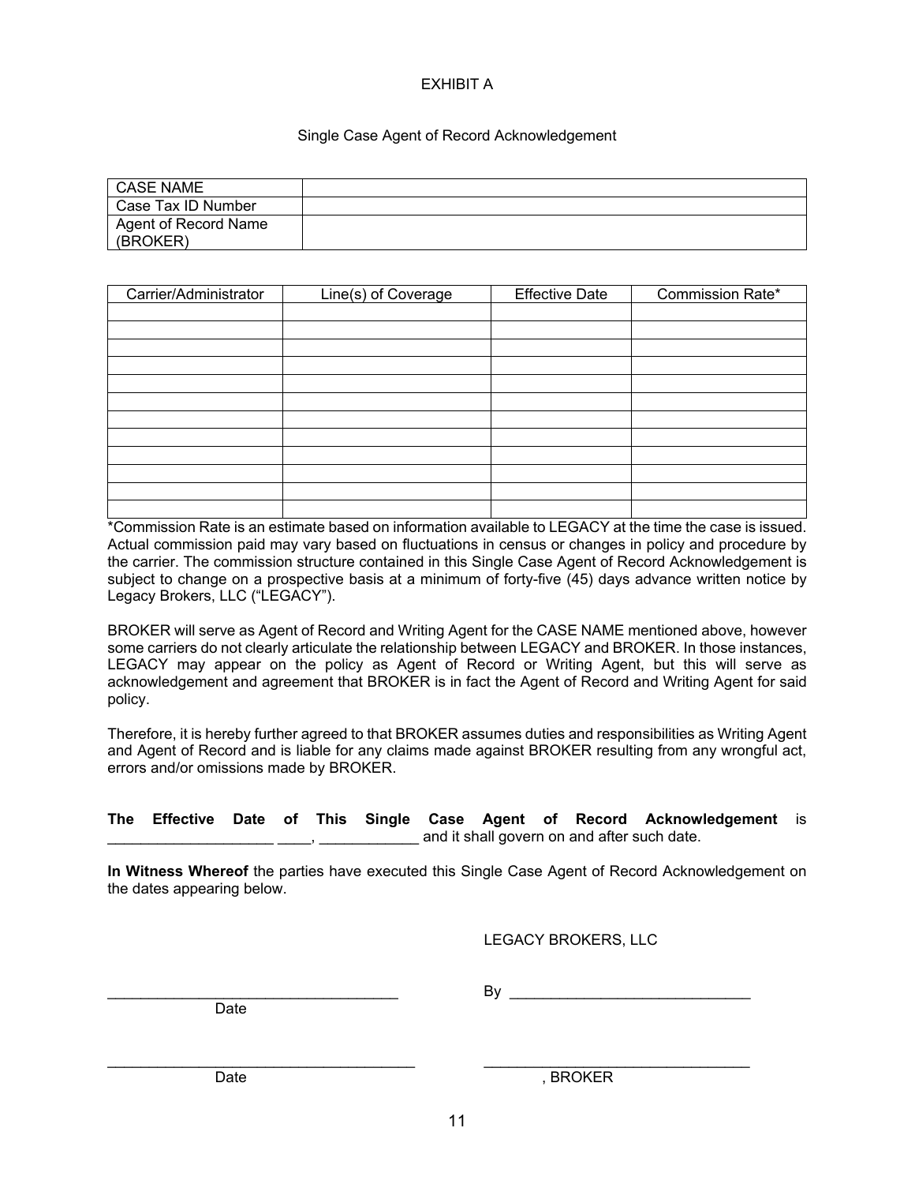EXHIBIT A

Single Case Agent of Record Acknowledgement

| | |
|---|---|
| CASE NAME | |
| Case Tax ID Number | |
| Agent of Record Name (BROKER) | |

| Carrier/Administrator | Line(s) of Coverage | Effective Date | Commission Rate* |
|---|---|---|---|
| | | | |
| | | | |
| | | | |
| | | | |
| | | | |
| | | | |
| | | | |
| | | | |
| | | | |
| | | | |
| | | | |
| | | | |

*Commission Rate is an estimate based on information available to LEGACY at the time the case is issued. Actual commission paid may vary based on fluctuations in census or changes in policy and procedure by the carrier. The commission structure contained in this Single Case Agent of Record Acknowledgement is subject to change on a prospective basis at a minimum of forty-five (45) days advance written notice by Legacy Brokers, LLC ("LEGACY").

BROKER will serve as Agent of Record and Writing Agent for the CASE NAME mentioned above, however some carriers do not clearly articulate the relationship between LEGACY and BROKER. In those instances, LEGACY may appear on the policy as Agent of Record or Writing Agent, but this will serve as acknowledgement and agreement that BROKER is in fact the Agent of Record and Writing Agent for said policy.

Therefore, it is hereby further agreed to that BROKER assumes duties and responsibilities as Writing Agent and Agent of Record and is liable for any claims made against BROKER resulting from any wrongful act, errors and/or omissions made by BROKER.

**The Effective Date of This Single Case Agent of Record Acknowledgement** is ____________________ ____, ____________ and it shall govern on and after such date.

**In Witness Whereof** the parties have executed this Single Case Agent of Record Acknowledgement on the dates appearing below.

LEGACY BROKERS, LLC

___________________________________ By _____________________________

Date

_____________________________________ ________________________________

Date , BROKER